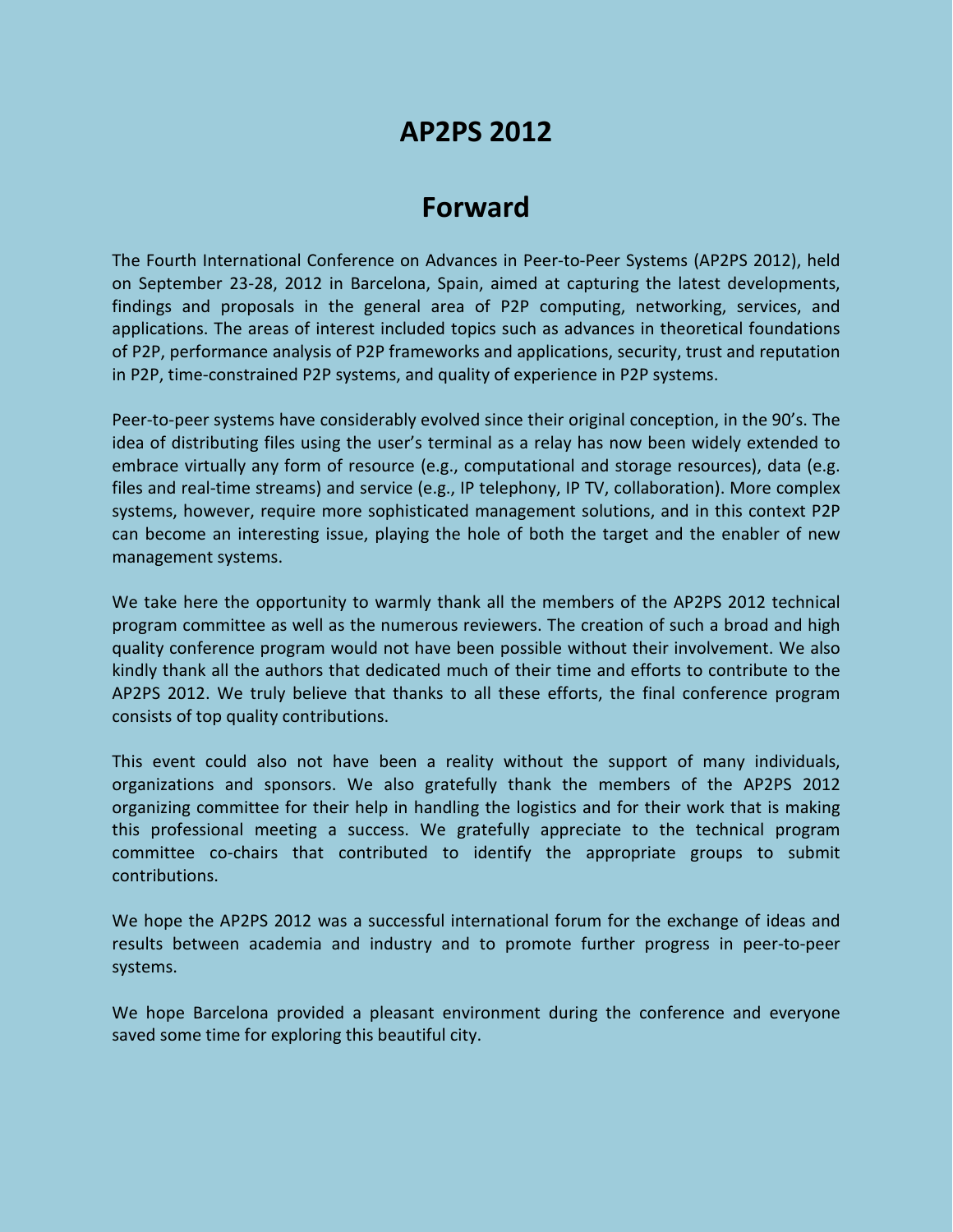# AP2PS 2012

## Forward

The Fourth International Conference on Advances in Peer-to-Peer Systems (AP2PS 2012), held on September 23-28, 2012 in Barcelona, Spain, aimed at capturing the latest developments, findings and proposals in the general area of P2P computing, networking, services, and applications. The areas of interest included topics such as advances in theoretical foundations of P2P, performance analysis of P2P frameworks and applications, security, trust and reputation in P2P, time-constrained P2P systems, and quality of experience in P2P systems.

Peer-to-peer systems have considerably evolved since their original conception, in the 90's. The idea of distributing files using the user's terminal as a relay has now been widely extended to embrace virtually any form of resource (e.g., computational and storage resources), data (e.g. files and real-time streams) and service (e.g., IP telephony, IP TV, collaboration). More complex systems, however, require more sophisticated management solutions, and in this context P2P can become an interesting issue, playing the hole of both the target and the enabler of new management systems.

We take here the opportunity to warmly thank all the members of the AP2PS 2012 technical program committee as well as the numerous reviewers. The creation of such a broad and high quality conference program would not have been possible without their involvement. We also kindly thank all the authors that dedicated much of their time and efforts to contribute to the AP2PS 2012. We truly believe that thanks to all these efforts, the final conference program consists of top quality contributions.

This event could also not have been a reality without the support of many individuals, organizations and sponsors. We also gratefully thank the members of the AP2PS 2012 organizing committee for their help in handling the logistics and for their work that is making this professional meeting a success. We gratefully appreciate to the technical program committee co-chairs that contributed to identify the appropriate groups to submit contributions.

We hope the AP2PS 2012 was a successful international forum for the exchange of ideas and results between academia and industry and to promote further progress in peer-to-peer systems.

We hope Barcelona provided a pleasant environment during the conference and everyone saved some time for exploring this beautiful city.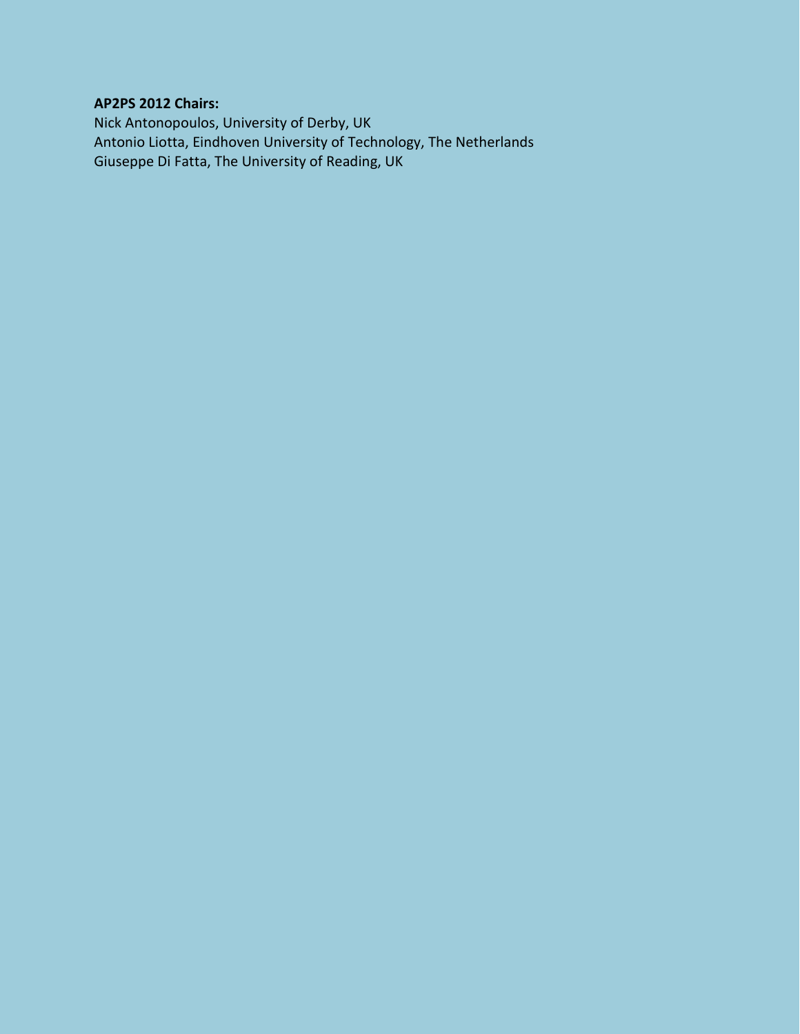**AP2PS 2012 Chairs:**

Nick Antonopoulos, University of Derby, UK
Antonio Liotta, Eindhoven University of Technology, The Netherlands
Giuseppe Di Fatta, The University of Reading, UK